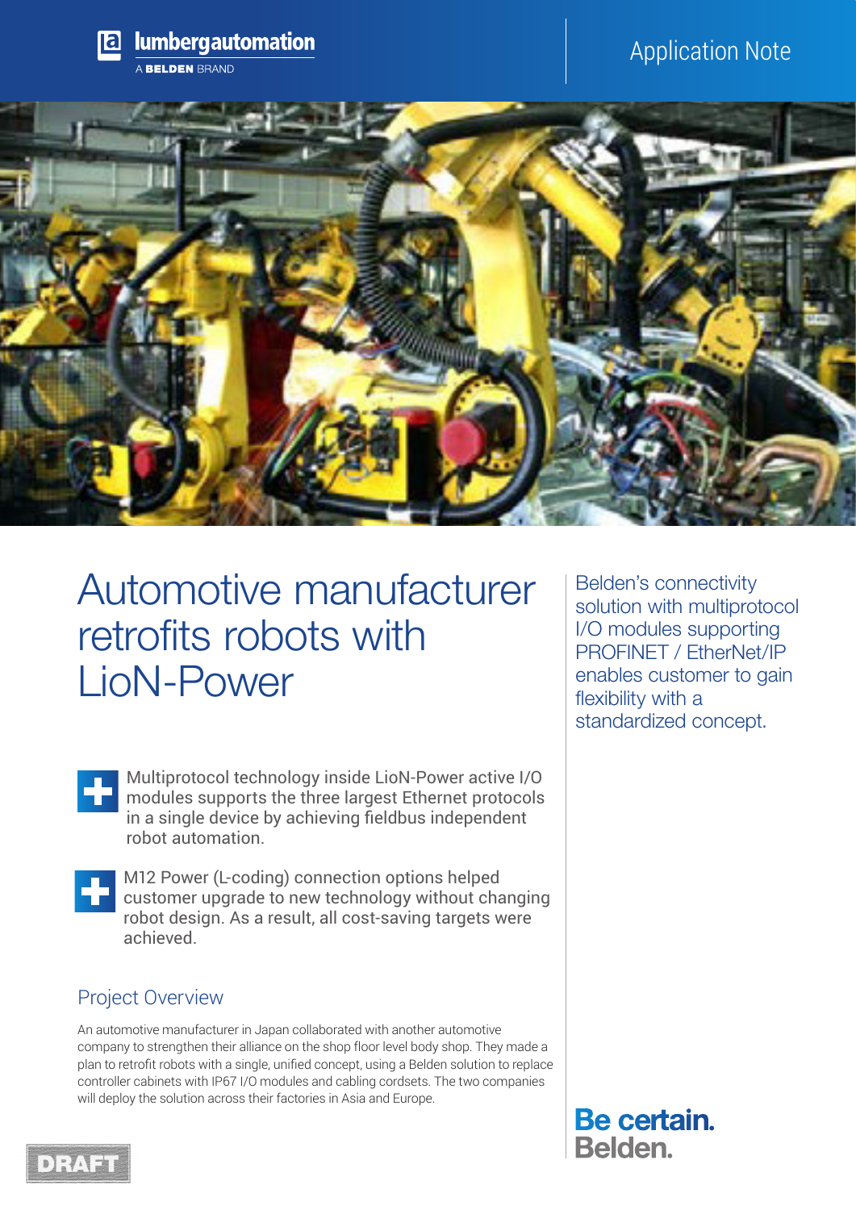lumbergautomation

A BELDEN BRAND

Application Note

# Automotive manufacturer retrofits robots with LioN-Power

Belden's connectivity solution with multiprotocol I/O modules supporting PROFINET / EtherNet/IP enables customer to gain flexibility with a standardized concept.

- Multiprotocol technology inside LioN-Power active I/O modules supports the three largest Ethernet protocols in a single device by achieving fieldbus independent robot automation.
- M12 Power (L-coding) connection options helped customer upgrade to new technology without changing robot design. As a result, all cost-saving targets were achieved.

## Project Overview

An automotive manufacturer in Japan collaborated with another automotive company to strengthen their alliance on the shop floor level body shop. They made a plan to retrofit robots with a single, unified concept, using a Belden solution to replace controller cabinets with IP67 I/O modules and cabling cordsets. The two companies will deploy the solution across their factories in Asia and Europe.

Be certain.
Belden.

DRAFT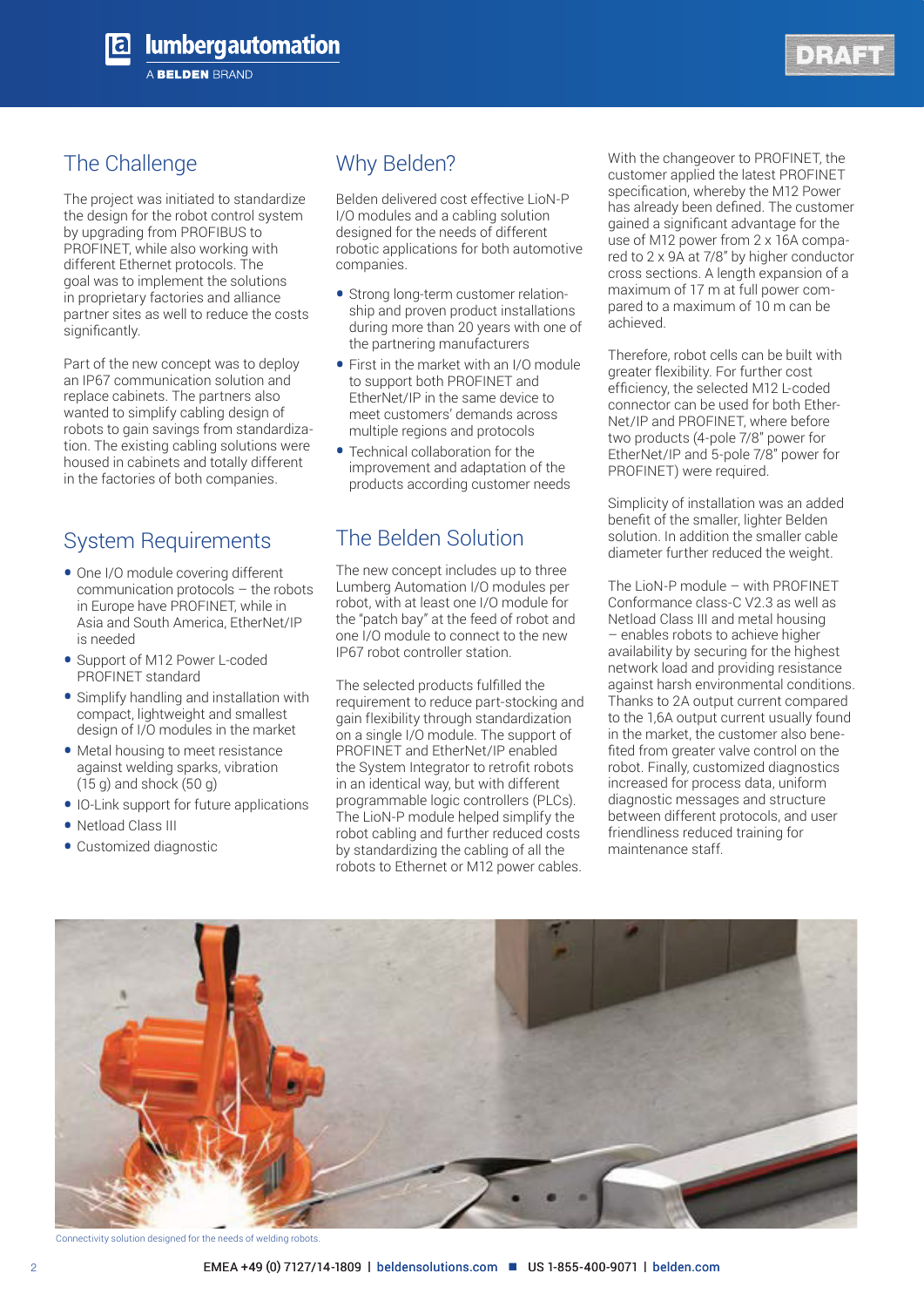## The Challenge

The project was initiated to standardize the design for the robot control system by upgrading from PROFIBUS to PROFINET, while also working with different Ethernet protocols. The goal was to implement the solutions in proprietary factories and alliance partner sites as well to reduce the costs significantly.

Part of the new concept was to deploy an IP67 communication solution and replace cabinets. The partners also wanted to simplify cabling design of robots to gain savings from standardization. The existing cabling solutions were housed in cabinets and totally different in the factories of both companies.

## System Requirements

- One I/O module covering different communication protocols – the robots in Europe have PROFINET, while in Asia and South America, EtherNet/IP is needed
- Support of M12 Power L-coded PROFINET standard
- Simplify handling and installation with compact, lightweight and smallest design of I/O modules in the market
- Metal housing to meet resistance against welding sparks, vibration (15 g) and shock (50 g)
- IO-Link support for future applications
- Netload Class III
- Customized diagnostic

## Why Belden?

Belden delivered cost effective LioN-P I/O modules and a cabling solution designed for the needs of different robotic applications for both automotive companies.

- Strong long-term customer relationship and proven product installations during more than 20 years with one of the partnering manufacturers
- First in the market with an I/O module to support both PROFINET and EtherNet/IP in the same device to meet customers' demands across multiple regions and protocols
- Technical collaboration for the improvement and adaptation of the products according customer needs

## The Belden Solution

The new concept includes up to three Lumberg Automation I/O modules per robot, with at least one I/O module for the "patch bay" at the feed of robot and one I/O module to connect to the new IP67 robot controller station.

The selected products fulfilled the requirement to reduce part-stocking and gain flexibility through standardization on a single I/O module. The support of PROFINET and EtherNet/IP enabled the System Integrator to retrofit robots in an identical way, but with different programmable logic controllers (PLCs). The LioN-P module helped simplify the robot cabling and further reduced costs by standardizing the cabling of all the robots to Ethernet or M12 power cables.

With the changeover to PROFINET, the customer applied the latest PROFINET specification, whereby the M12 Power has already been defined. The customer gained a significant advantage for the use of M12 power from 2 x 16A compared to 2 x 9A at 7/8" by higher conductor cross sections. A length expansion of a maximum of 17 m at full power compared to a maximum of 10 m can be achieved.

Therefore, robot cells can be built with greater flexibility. For further cost efficiency, the selected M12 L-coded connector can be used for both EtherNet/IP and PROFINET, where before two products (4-pole 7/8" power for EtherNet/IP and 5-pole 7/8" power for PROFINET) were required.

Simplicity of installation was an added benefit of the smaller, lighter Belden solution. In addition the smaller cable diameter further reduced the weight.

The LioN-P module – with PROFINET Conformance class-C V2.3 as well as Netload Class III and metal housing – enables robots to achieve higher availability by securing for the highest network load and providing resistance against harsh environmental conditions. Thanks to 2A output current compared to the 1,6A output current usually found in the market, the customer also benefited from greater valve control on the robot. Finally, customized diagnostics increased for process data, uniform diagnostic messages and structure between different protocols, and user friendliness reduced training for maintenance staff.

Connectivity solution designed for the needs of welding robots.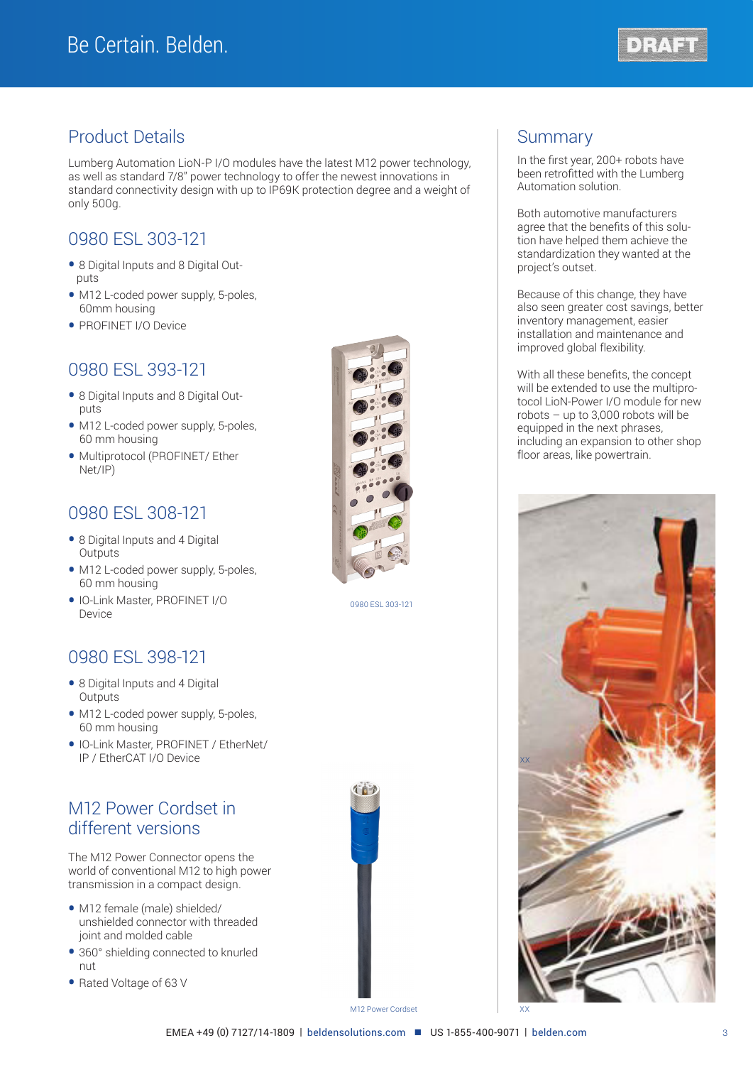## Product Details

Lumberg Automation LioN-P I/O modules have the latest M12 power technology, as well as standard 7/8" power technology to offer the newest innovations in standard connectivity design with up to IP69K protection degree and a weight of only 500g.

### 0980 ESL 303-121

- 8 Digital Inputs and 8 Digital Outputs
- M12 L-coded power supply, 5-poles, 60mm housing
- PROFINET I/O Device

### 0980 ESL 393-121

- 8 Digital Inputs and 8 Digital Outputs
- M12 L-coded power supply, 5-poles, 60 mm housing
- Multiprotocol (PROFINET/ Ether Net/IP)

### 0980 ESL 308-121

- 8 Digital Inputs and 4 Digital Outputs
- M12 L-coded power supply, 5-poles, 60 mm housing
- IO-Link Master, PROFINET I/O Device

### 0980 ESL 398-121

- 8 Digital Inputs and 4 Digital Outputs
- M12 L-coded power supply, 5-poles, 60 mm housing
- IO-Link Master, PROFINET / EtherNet/ IP / EtherCAT I/O Device

0980 ESL 303-121

### M12 Power Cordset in different versions

The M12 Power Connector opens the world of conventional M12 to high power transmission in a compact design.

- M12 female (male) shielded/ unshielded connector with threaded joint and molded cable
- 360° shielding connected to knurled nut
- Rated Voltage of 63 V

M12 Power Cordset

## Summary

In the first year, 200+ robots have been retrofitted with the Lumberg Automation solution.

Both automotive manufacturers agree that the benefits of this solution have helped them achieve the standardization they wanted at the project's outset.

Because of this change, they have also seen greater cost savings, better inventory management, easier installation and maintenance and improved global flexibility.

With all these benefits, the concept will be extended to use the multiprotocol LioN-Power I/O module for new robots – up to 3,000 robots will be equipped in the next phrases, including an expansion to other shop floor areas, like powertrain.

XX

XX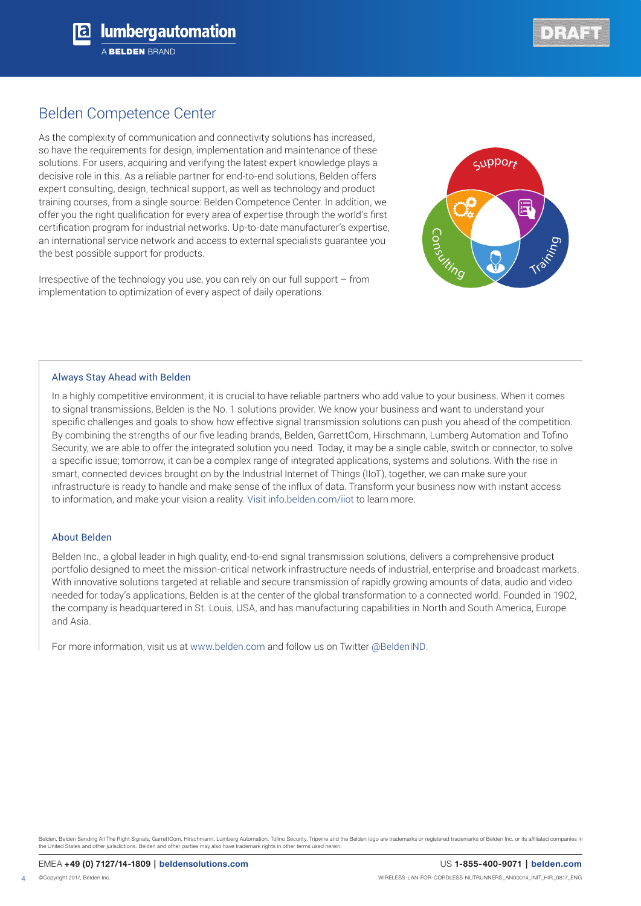# Belden Competence Center

As the complexity of communication and connectivity solutions has increased, so have the requirements for design, implementation and maintenance of these solutions. For users, acquiring and verifying the latest expert knowledge plays a decisive role in this. As a reliable partner for end-to-end solutions, Belden offers expert consulting, design, technical support, as well as technology and product training courses, from a single source: Belden Competence Center. In addition, we offer you the right qualification for every area of expertise through the world's first certification program for industrial networks. Up-to-date manufacturer's expertise, an international service network and access to external specialists guarantee you the best possible support for products.

Irrespective of the technology you use, you can rely on our full support – from implementation to optimization of every aspect of daily operations.

Support

Consulting

Training

## Always Stay Ahead with Belden

In a highly competitive environment, it is crucial to have reliable partners who add value to your business. When it comes to signal transmissions, Belden is the No. 1 solutions provider. We know your business and want to understand your specific challenges and goals to show how effective signal transmission solutions can push you ahead of the competition. By combining the strengths of our five leading brands, Belden, GarrettCom, Hirschmann, Lumberg Automation and Tofino Security, we are able to offer the integrated solution you need. Today, it may be a single cable, switch or connector, to solve a specific issue; tomorrow, it can be a complex range of integrated applications, systems and solutions. With the rise in smart, connected devices brought on by the Industrial Internet of Things (IIoT), together, we can make sure your infrastructure is ready to handle and make sense of the influx of data. Transform your business now with instant access to information, and make your vision a reality. Visit info.belden.com/iiot to learn more.

## About Belden

Belden Inc., a global leader in high quality, end-to-end signal transmission solutions, delivers a comprehensive product portfolio designed to meet the mission-critical network infrastructure needs of industrial, enterprise and broadcast markets. With innovative solutions targeted at reliable and secure transmission of rapidly growing amounts of data, audio and video needed for today's applications, Belden is at the center of the global transformation to a connected world. Founded in 1902, the company is headquartered in St. Louis, USA, and has manufacturing capabilities in North and South America, Europe and Asia.

For more information, visit us at www.belden.com and follow us on Twitter @BeldenIND.

Belden, Belden Sending All The Right Signals, GarrettCom, Hirschmann, Lumberg Automation, Tofino Security, Tripwire and the Belden logo are trademarks or registered trademarks of Belden Inc. or its affiliated companies in the United States and other jurisdictions. Belden and other parties may also have trademark rights in other terms used herein.

EMEA **+49 (0) 7127/14-1809** | **beldensolutions.com**

US **1-855-400-9071** | **belden.com**

©Copyright 2017, Belden Inc.

WIRELESS-LAN-FOR-CORDLESS-NUTRUNNERS_AN00014_INIT_HIR_0817_ENG